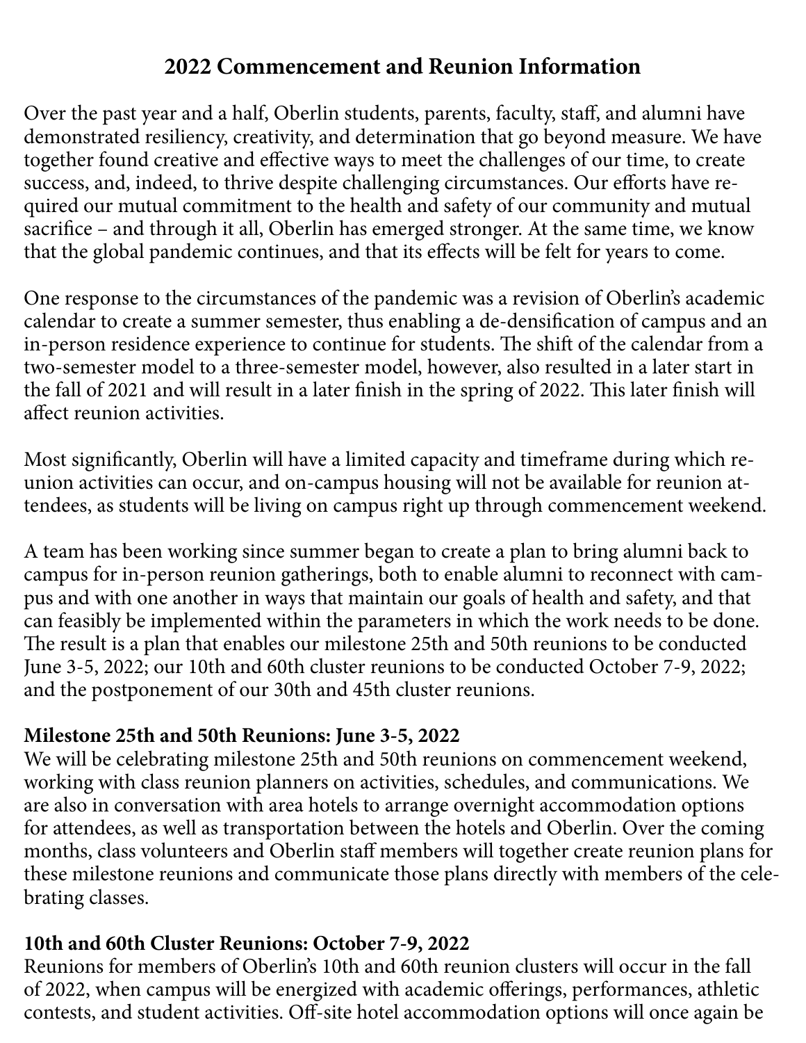# 2022 Commencement and Reunion Information

Over the past year and a half, Oberlin students, parents, faculty, staff, and alumni have demonstrated resiliency, creativity, and determination that go beyond measure. We have together found creative and effective ways to meet the challenges of our time, to create success, and, indeed, to thrive despite challenging circumstances. Our efforts have required our mutual commitment to the health and safety of our community and mutual sacrifice – and through it all, Oberlin has emerged stronger. At the same time, we know that the global pandemic continues, and that its effects will be felt for years to come.

One response to the circumstances of the pandemic was a revision of Oberlin's academic calendar to create a summer semester, thus enabling a de-densification of campus and an in-person residence experience to continue for students. The shift of the calendar from a two-semester model to a three-semester model, however, also resulted in a later start in the fall of 2021 and will result in a later finish in the spring of 2022. This later finish will affect reunion activities.

Most significantly, Oberlin will have a limited capacity and timeframe during which reunion activities can occur, and on-campus housing will not be available for reunion attendees, as students will be living on campus right up through commencement weekend.

A team has been working since summer began to create a plan to bring alumni back to campus for in-person reunion gatherings, both to enable alumni to reconnect with campus and with one another in ways that maintain our goals of health and safety, and that can feasibly be implemented within the parameters in which the work needs to be done. The result is a plan that enables our milestone 25th and 50th reunions to be conducted June 3-5, 2022; our 10th and 60th cluster reunions to be conducted October 7-9, 2022; and the postponement of our 30th and 45th cluster reunions.

**Milestone 25th and 50th Reunions: June 3-5, 2022**

We will be celebrating milestone 25th and 50th reunions on commencement weekend, working with class reunion planners on activities, schedules, and communications. We are also in conversation with area hotels to arrange overnight accommodation options for attendees, as well as transportation between the hotels and Oberlin. Over the coming months, class volunteers and Oberlin staff members will together create reunion plans for these milestone reunions and communicate those plans directly with members of the celebrating classes.

**10th and 60th Cluster Reunions: October 7-9, 2022**

Reunions for members of Oberlin's 10th and 60th reunion clusters will occur in the fall of 2022, when campus will be energized with academic offerings, performances, athletic contests, and student activities. Off-site hotel accommodation options will once again be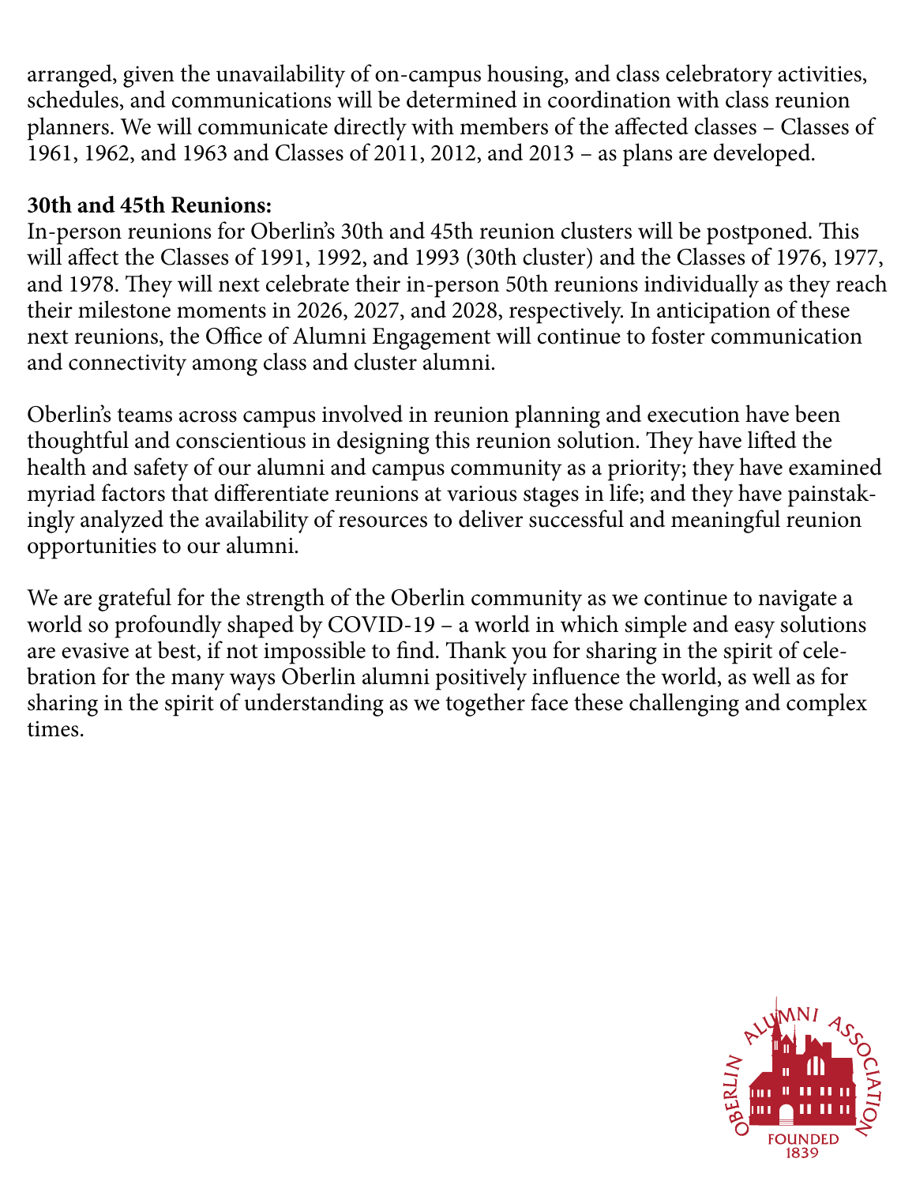arranged, given the unavailability of on-campus housing, and class celebratory activities, schedules, and communications will be determined in coordination with class reunion planners. We will communicate directly with members of the affected classes – Classes of 1961, 1962, and 1963 and Classes of 2011, 2012, and 2013 – as plans are developed.

**30th and 45th Reunions:**

In-person reunions for Oberlin's 30th and 45th reunion clusters will be postponed. This will affect the Classes of 1991, 1992, and 1993 (30th cluster) and the Classes of 1976, 1977, and 1978. They will next celebrate their in-person 50th reunions individually as they reach their milestone moments in 2026, 2027, and 2028, respectively. In anticipation of these next reunions, the Office of Alumni Engagement will continue to foster communication and connectivity among class and cluster alumni.

Oberlin's teams across campus involved in reunion planning and execution have been thoughtful and conscientious in designing this reunion solution. They have lifted the health and safety of our alumni and campus community as a priority; they have examined myriad factors that differentiate reunions at various stages in life; and they have painstakingly analyzed the availability of resources to deliver successful and meaningful reunion opportunities to our alumni.

We are grateful for the strength of the Oberlin community as we continue to navigate a world so profoundly shaped by COVID-19 – a world in which simple and easy solutions are evasive at best, if not impossible to find. Thank you for sharing in the spirit of celebration for the many ways Oberlin alumni positively influence the world, as well as for sharing in the spirit of understanding as we together face these challenging and complex times.

OBERLIN ALUMNI ASSOCIATION
FOUNDED 1839